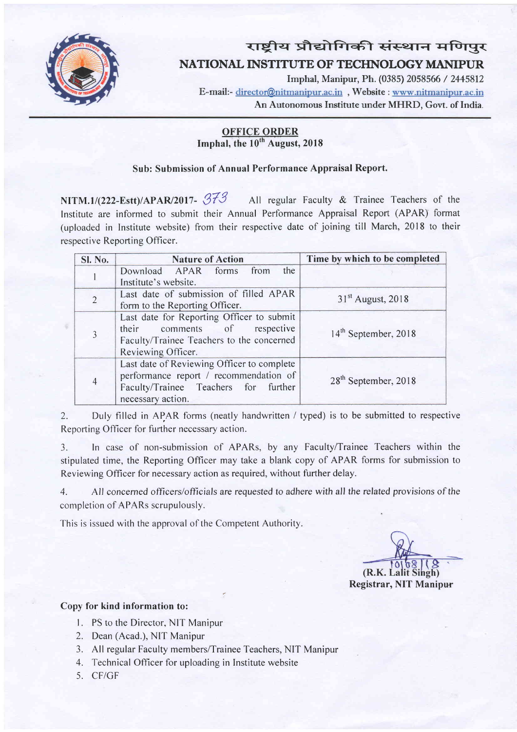# राष्ट्रीय प्रौद्योगिकी संस्थान मणिपुर

## NATIONAL INSTITUTE OF TECHNOLOGY MANIPUR

Imphal, Manipur, Ph. (0385) 2058566 / 2445812

E-mail:- director@nitmanipur.ac.in , Website : www.nitmanipur.ac.in

An Autonomous Institute under MHRD, Govt. of India.

**OFFICE ORDER**

**Imphal, the 10th August, 2018**

**Sub: Submission of Annual Performance Appraisal Report.**

**NITM.1/(222-Estt)/APAR/2017-** 373 All regular Faculty & Trainee Teachers of the Institute are informed to submit their Annual Performance Appraisal Report (APAR) format (uploaded in Institute website) from their respective date of joining till March, 2018 to their respective Reporting Officer.

| Sl. No. | Nature of Action | Time by which to be completed |
|---|---|---|
| 1 | Download APAR forms from the Institute's website. | |
| 2 | Last date of submission of filled APAR form to the Reporting Officer. | 31st August, 2018 |
| 3 | Last date for Reporting Officer to submit their comments of respective Faculty/Trainee Teachers to the concerned Reviewing Officer. | 14th September, 2018 |
| 4 | Last date of Reviewing Officer to complete performance report / recommendation of Faculty/Trainee Teachers for further necessary action. | 28th September, 2018 |

2. Duly filled in APAR forms (neatly handwritten / typed) is to be submitted to respective Reporting Officer for further necessary action.

3. In case of non-submission of APARs, by any Faculty/Trainee Teachers within the stipulated time, the Reporting Officer may take a blank copy of APAR forms for submission to Reviewing Officer for necessary action as required, without further delay.

4. All concerned officers/officials are requested to adhere with all the related provisions of the completion of APARs scrupulously.

This is issued with the approval of the Competent Authority.

10/08/18

**(R.K. Lalit Singh)**
**Registrar, NIT Manipur**

**Copy for kind information to:**

1. PS to the Director, NIT Manipur
2. Dean (Acad.), NIT Manipur
3. All regular Faculty members/Trainee Teachers, NIT Manipur
4. Technical Officer for uploading in Institute website
5. CF/GF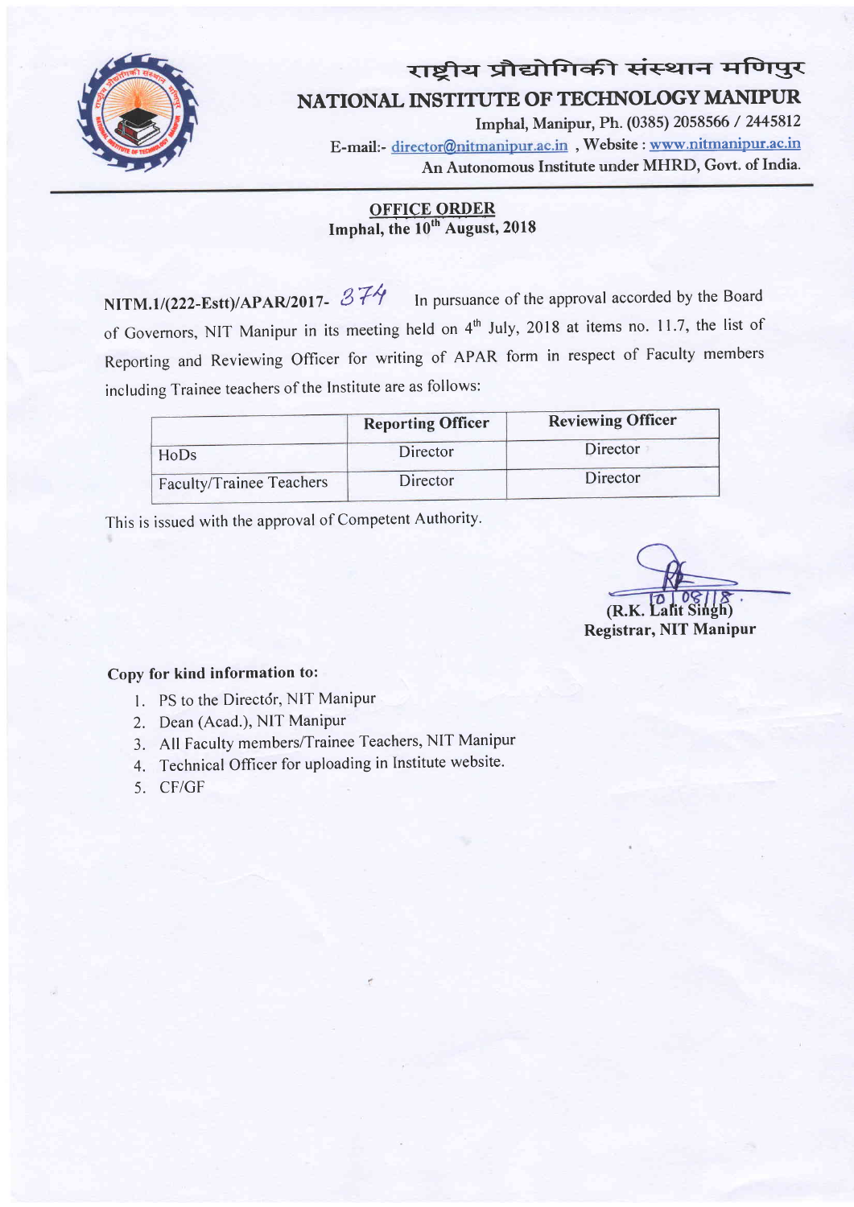# राष्ट्रीय प्रौद्योगिकी संस्थान मणिपुर

## NATIONAL INSTITUTE OF TECHNOLOGY MANIPUR

Imphal, Manipur, Ph. (0385) 2058566 / 2445812

E-mail:- director@nitmanipur.ac.in , Website : www.nitmanipur.ac.in

An Autonomous Institute under MHRD, Govt. of India.

**OFFICE ORDER**
**Imphal, the 10th August, 2018**

**NITM.1/(222-Estt)/APAR/2017-** 374 In pursuance of the approval accorded by the Board of Governors, NIT Manipur in its meeting held on 4th July, 2018 at items no. 11.7, the list of Reporting and Reviewing Officer for writing of APAR form in respect of Faculty members including Trainee teachers of the Institute are as follows:

| | Reporting Officer | Reviewing Officer |
|---|---|---|
| HoDs | Director | Director |
| Faculty/Trainee Teachers | Director | Director |

This is issued with the approval of Competent Authority.

10.08.18

**(R.K. Lalit Singh)**
**Registrar, NIT Manipur**

**Copy for kind information to:**

1. PS to the Director, NIT Manipur
2. Dean (Acad.), NIT Manipur
3. All Faculty members/Trainee Teachers, NIT Manipur
4. Technical Officer for uploading in Institute website.
5. CF/GF